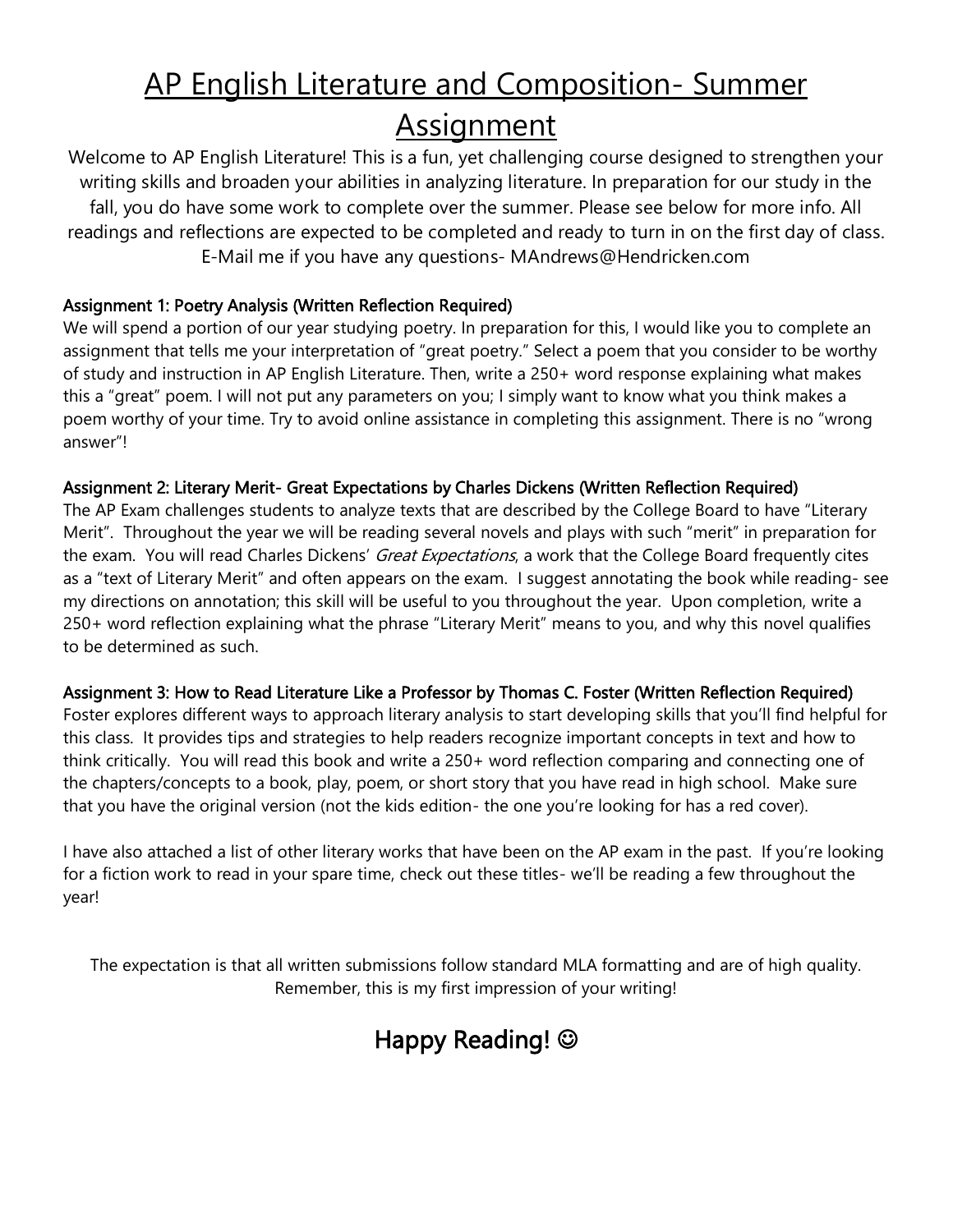# AP English Literature and Composition- Summer Assignment

Welcome to AP English Literature! This is a fun, yet challenging course designed to strengthen your writing skills and broaden your abilities in analyzing literature. In preparation for our study in the fall, you do have some work to complete over the summer. Please see below for more info. All readings and reflections are expected to be completed and ready to turn in on the first day of class. E-Mail me if you have any questions- MAndrews@Hendricken.com

**Assignment 1: Poetry Analysis (Written Reflection Required)**

We will spend a portion of our year studying poetry. In preparation for this, I would like you to complete an assignment that tells me your interpretation of "great poetry." Select a poem that you consider to be worthy of study and instruction in AP English Literature. Then, write a 250+ word response explaining what makes this a "great" poem. I will not put any parameters on you; I simply want to know what you think makes a poem worthy of your time. Try to avoid online assistance in completing this assignment. There is no "wrong answer"!

**Assignment 2: Literary Merit- Great Expectations by Charles Dickens (Written Reflection Required)**

The AP Exam challenges students to analyze texts that are described by the College Board to have "Literary Merit". Throughout the year we will be reading several novels and plays with such "merit" in preparation for the exam. You will read Charles Dickens' *Great Expectations*, a work that the College Board frequently cites as a "text of Literary Merit" and often appears on the exam. I suggest annotating the book while reading- see my directions on annotation; this skill will be useful to you throughout the year. Upon completion, write a 250+ word reflection explaining what the phrase "Literary Merit" means to you, and why this novel qualifies to be determined as such.

**Assignment 3: How to Read Literature Like a Professor by Thomas C. Foster (Written Reflection Required)**

Foster explores different ways to approach literary analysis to start developing skills that you'll find helpful for this class. It provides tips and strategies to help readers recognize important concepts in text and how to think critically. You will read this book and write a 250+ word reflection comparing and connecting one of the chapters/concepts to a book, play, poem, or short story that you have read in high school. Make sure that you have the original version (not the kids edition- the one you're looking for has a red cover).

I have also attached a list of other literary works that have been on the AP exam in the past. If you're looking for a fiction work to read in your spare time, check out these titles- we'll be reading a few throughout the year!

The expectation is that all written submissions follow standard MLA formatting and are of high quality. Remember, this is my first impression of your writing!

## Happy Reading! ☺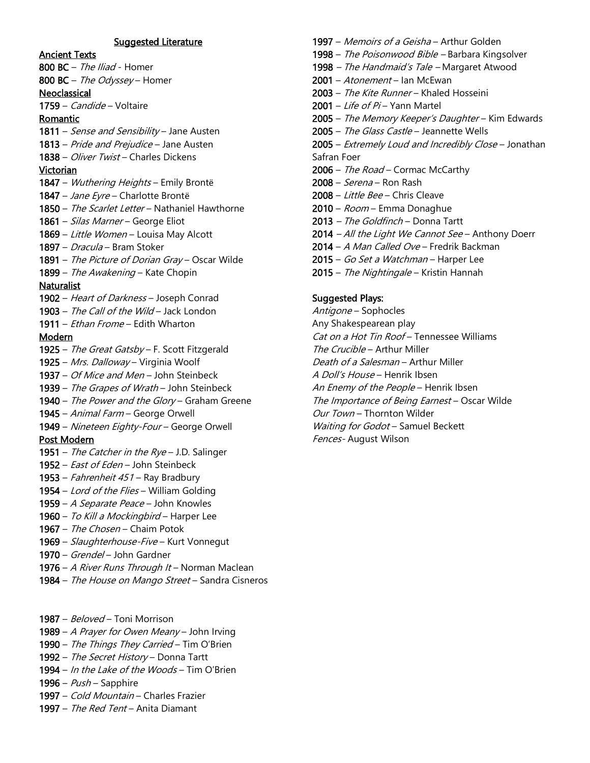## Suggested Literature

### Ancient Texts

**800 BC** – *The Iliad* - Homer
**800 BC** – *The Odyssey* – Homer

### Neoclassical

**1759** – *Candide* – Voltaire

### Romantic

**1811** – *Sense and Sensibility* – Jane Austen
**1813** – *Pride and Prejudice* – Jane Austen
**1838** – *Oliver Twist* – Charles Dickens

### Victorian

**1847** – *Wuthering Heights* – Emily Brontë
**1847** – *Jane Eyre* – Charlotte Brontë
**1850** – *The Scarlet Letter* – Nathaniel Hawthorne
**1861** – *Silas Marner* – George Eliot
**1869** – *Little Women* – Louisa May Alcott
**1897** – *Dracula* – Bram Stoker
**1891** – *The Picture of Dorian Gray* – Oscar Wilde
**1899** – *The Awakening* – Kate Chopin

### Naturalist

**1902** – *Heart of Darkness* – Joseph Conrad
**1903** – *The Call of the Wild* – Jack London
**1911** – *Ethan Frome* – Edith Wharton

### Modern

**1925** – *The Great Gatsby* – F. Scott Fitzgerald
**1925** – *Mrs. Dalloway* – Virginia Woolf
**1937** – *Of Mice and Men* – John Steinbeck
**1939** – *The Grapes of Wrath* – John Steinbeck
**1940** – *The Power and the Glory* – Graham Greene
**1945** – *Animal Farm* – George Orwell
**1949** – *Nineteen Eighty-Four* – George Orwell

### Post Modern

**1951** – *The Catcher in the Rye* – J.D. Salinger
**1952** – *East of Eden* – John Steinbeck
**1953** – *Fahrenheit 451* – Ray Bradbury
**1954** – *Lord of the Flies* – William Golding
**1959** – *A Separate Peace* – John Knowles
**1960** – *To Kill a Mockingbird* – Harper Lee
**1967** – *The Chosen* – Chaim Potok
**1969** – *Slaughterhouse-Five* – Kurt Vonnegut
**1970** – *Grendel* – John Gardner
**1976** – *A River Runs Through It* – Norman Maclean
**1984** – *The House on Mango Street* – Sandra Cisneros

**1987** – *Beloved* – Toni Morrison
**1989** – *A Prayer for Owen Meany* – John Irving
**1990** – *The Things They Carried* – Tim O'Brien
**1992** – *The Secret History* – Donna Tartt
**1994** – *In the Lake of the Woods* – Tim O'Brien
**1996** – *Push* – Sapphire
**1997** – *Cold Mountain* – Charles Frazier
**1997** – *The Red Tent* – Anita Diamant
**1997** – *Memoirs of a Geisha* – Arthur Golden
**1998** – *The Poisonwood Bible* – Barbara Kingsolver
**1998** – *The Handmaid's Tale* – Margaret Atwood
**2001** – *Atonement* – Ian McEwan
**2003** – *The Kite Runner* – Khaled Hosseini
**2001** – *Life of Pi* – Yann Martel
**2005** – *The Memory Keeper's Daughter* – Kim Edwards
**2005** – *The Glass Castle* – Jeannette Wells
**2005** – *Extremely Loud and Incredibly Close* – Jonathan Safran Foer
**2006** – *The Road* – Cormac McCarthy
**2008** – *Serena* – Ron Rash
**2008** – *Little Bee* – Chris Cleave
**2010** – *Room* – Emma Donaghue
**2013** – *The Goldfinch* – Donna Tartt
**2014** – *All the Light We Cannot See* – Anthony Doerr
**2014** – *A Man Called Ove* – Fredrik Backman
**2015** – *Go Set a Watchman* – Harper Lee
**2015** – *The Nightingale* – Kristin Hannah

### Suggested Plays:

*Antigone* – Sophocles
Any Shakespearean play
*Cat on a Hot Tin Roof* – Tennessee Williams
*The Crucible* – Arthur Miller
*Death of a Salesman* – Arthur Miller
*A Doll's House* – Henrik Ibsen
*An Enemy of the People* – Henrik Ibsen
*The Importance of Being Earnest* – Oscar Wilde
*Our Town* – Thornton Wilder
*Waiting for Godot* – Samuel Beckett
*Fences*- August Wilson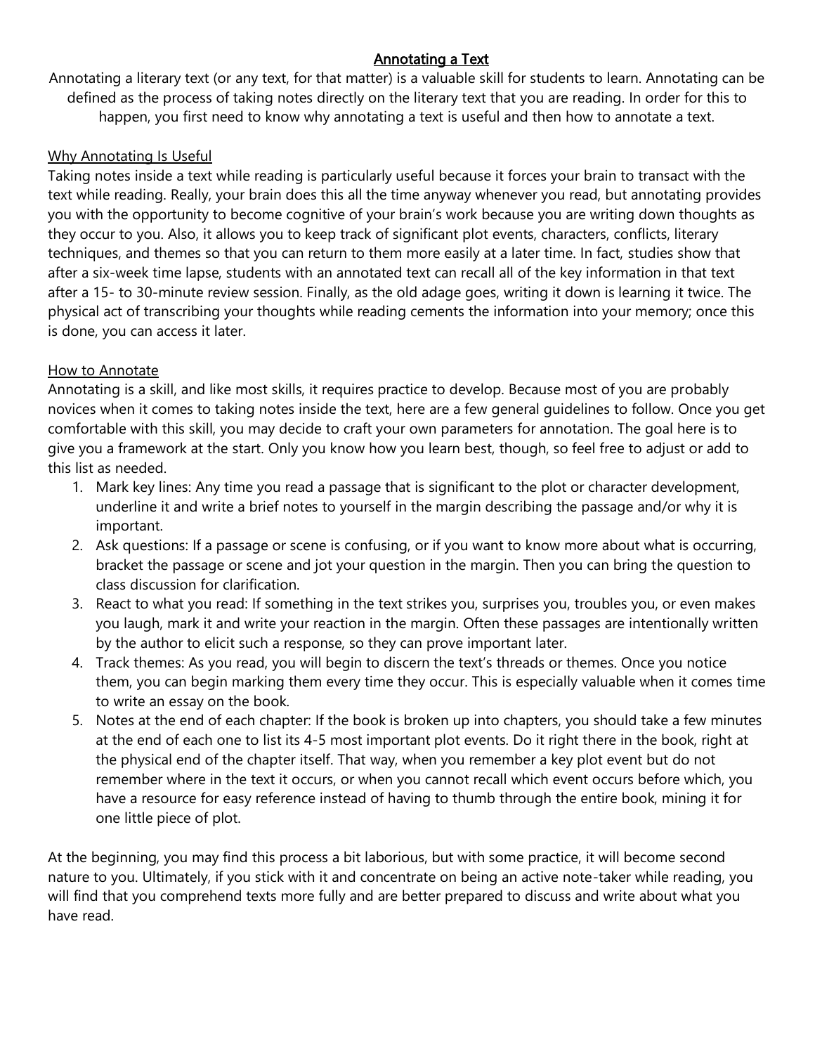# Annotating a Text

Annotating a literary text (or any text, for that matter) is a valuable skill for students to learn. Annotating can be defined as the process of taking notes directly on the literary text that you are reading. In order for this to happen, you first need to know why annotating a text is useful and then how to annotate a text.

## Why Annotating Is Useful

Taking notes inside a text while reading is particularly useful because it forces your brain to transact with the text while reading. Really, your brain does this all the time anyway whenever you read, but annotating provides you with the opportunity to become cognitive of your brain's work because you are writing down thoughts as they occur to you. Also, it allows you to keep track of significant plot events, characters, conflicts, literary techniques, and themes so that you can return to them more easily at a later time. In fact, studies show that after a six-week time lapse, students with an annotated text can recall all of the key information in that text after a 15- to 30-minute review session. Finally, as the old adage goes, writing it down is learning it twice. The physical act of transcribing your thoughts while reading cements the information into your memory; once this is done, you can access it later.

## How to Annotate

Annotating is a skill, and like most skills, it requires practice to develop. Because most of you are probably novices when it comes to taking notes inside the text, here are a few general guidelines to follow. Once you get comfortable with this skill, you may decide to craft your own parameters for annotation. The goal here is to give you a framework at the start. Only you know how you learn best, though, so feel free to adjust or add to this list as needed.

1. Mark key lines: Any time you read a passage that is significant to the plot or character development, underline it and write a brief notes to yourself in the margin describing the passage and/or why it is important.
2. Ask questions: If a passage or scene is confusing, or if you want to know more about what is occurring, bracket the passage or scene and jot your question in the margin. Then you can bring the question to class discussion for clarification.
3. React to what you read: If something in the text strikes you, surprises you, troubles you, or even makes you laugh, mark it and write your reaction in the margin. Often these passages are intentionally written by the author to elicit such a response, so they can prove important later.
4. Track themes: As you read, you will begin to discern the text's threads or themes. Once you notice them, you can begin marking them every time they occur. This is especially valuable when it comes time to write an essay on the book.
5. Notes at the end of each chapter: If the book is broken up into chapters, you should take a few minutes at the end of each one to list its 4-5 most important plot events. Do it right there in the book, right at the physical end of the chapter itself. That way, when you remember a key plot event but do not remember where in the text it occurs, or when you cannot recall which event occurs before which, you have a resource for easy reference instead of having to thumb through the entire book, mining it for one little piece of plot.

At the beginning, you may find this process a bit laborious, but with some practice, it will become second nature to you. Ultimately, if you stick with it and concentrate on being an active note-taker while reading, you will find that you comprehend texts more fully and are better prepared to discuss and write about what you have read.